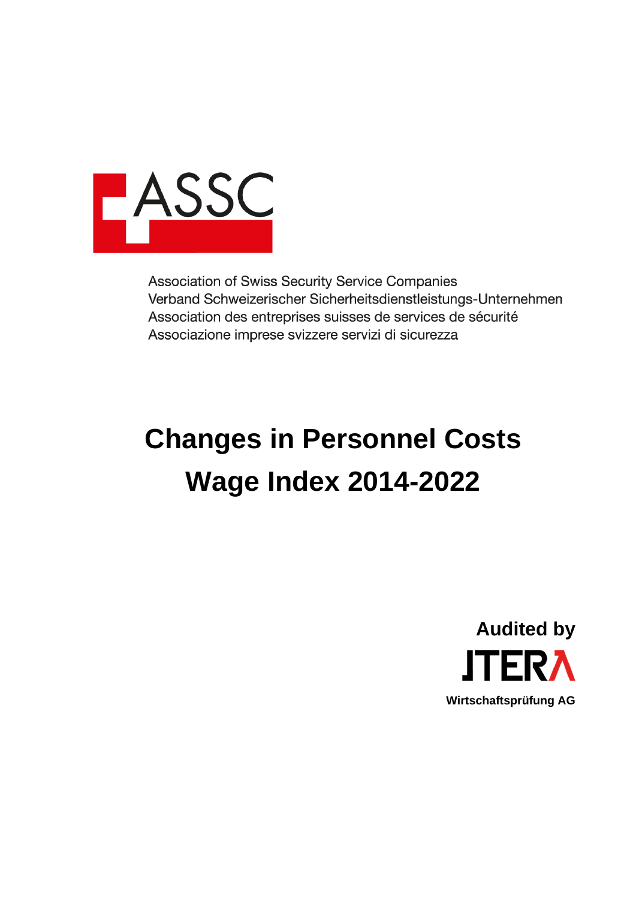ASSC

Association of Swiss Security Service Companies
Verband Schweizerischer Sicherheitsdienstleistungs-Unternehmen
Association des entreprises suisses de services de sécurité
Associazione imprese svizzere servizi di sicurezza

# Changes in Personnel Costs
# Wage Index 2014-2022

**Audited by**

**JTERA**

**Wirtschaftsprüfung AG**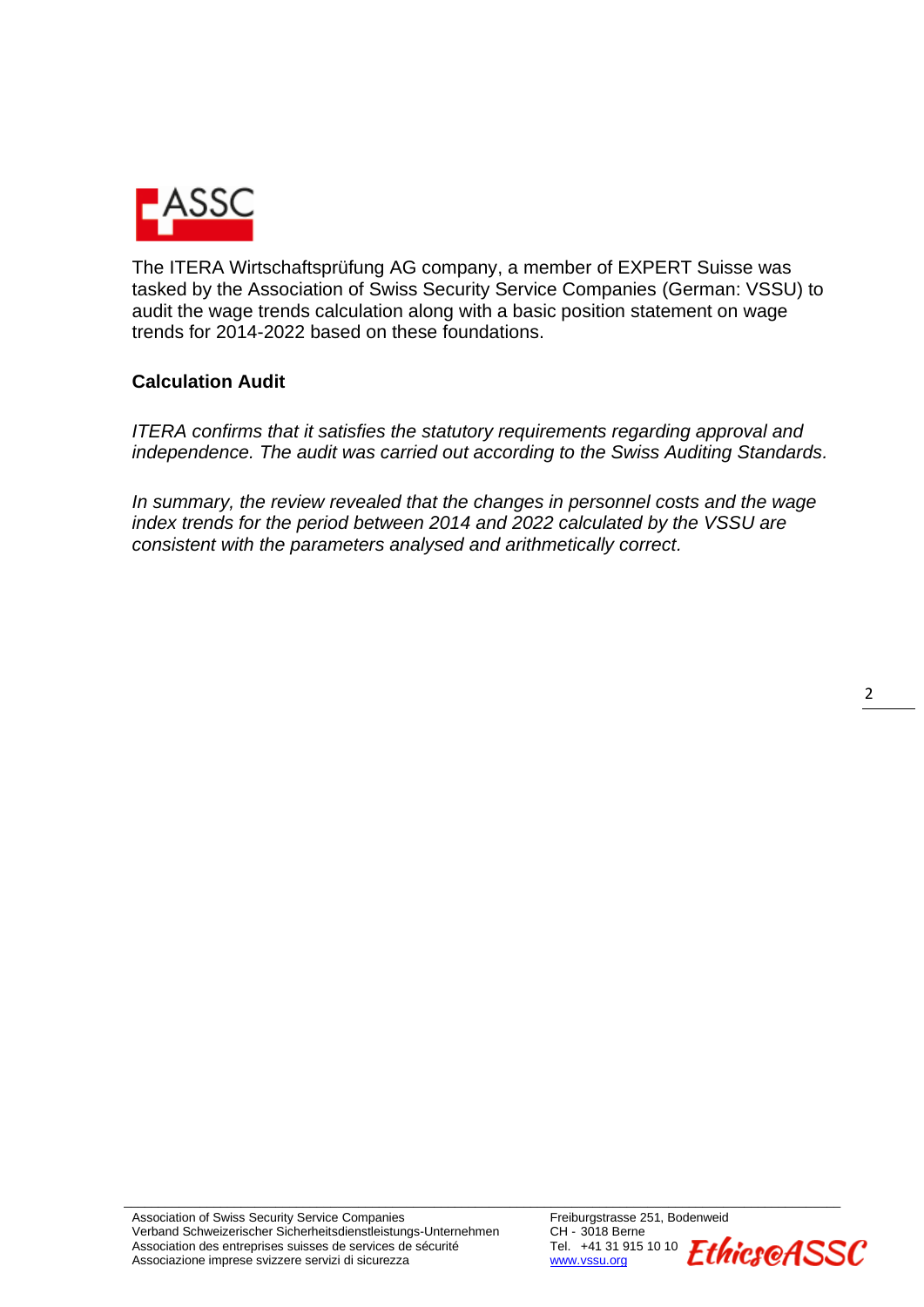The ITERA Wirtschaftsprüfung AG company, a member of EXPERT Suisse was tasked by the Association of Swiss Security Service Companies (German: VSSU) to audit the wage trends calculation along with a basic position statement on wage trends for 2014-2022 based on these foundations.

**Calculation Audit**

*ITERA confirms that it satisfies the statutory requirements regarding approval and independence. The audit was carried out according to the Swiss Auditing Standards.*

*In summary, the review revealed that the changes in personnel costs and the wage index trends for the period between 2014 and 2022 calculated by the VSSU are consistent with the parameters analysed and arithmetically correct.*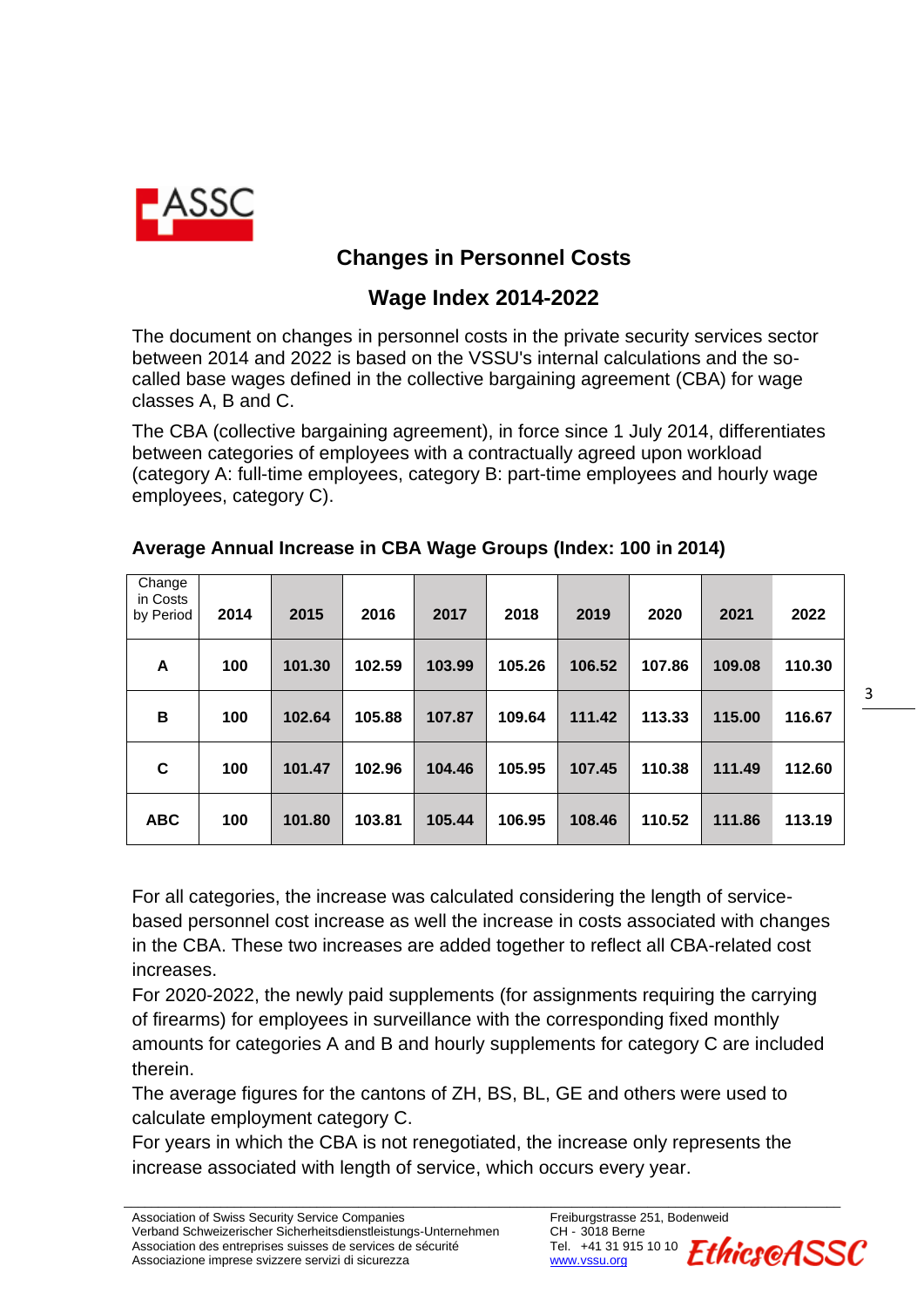## Changes in Personnel Costs

## Wage Index 2014-2022

The document on changes in personnel costs in the private security services sector between 2014 and 2022 is based on the VSSU's internal calculations and the so-called base wages defined in the collective bargaining agreement (CBA) for wage classes A, B and C.

The CBA (collective bargaining agreement), in force since 1 July 2014, differentiates between categories of employees with a contractually agreed upon workload (category A: full-time employees, category B: part-time employees and hourly wage employees, category C).

### Average Annual Increase in CBA Wage Groups (Index: 100 in 2014)

| Change in Costs by Period | 2014 | 2015 | 2016 | 2017 | 2018 | 2019 | 2020 | 2021 | 2022 |
|---|---|---|---|---|---|---|---|---|---|
| **A** | 100 | 101.30 | 102.59 | 103.99 | 105.26 | 106.52 | 107.86 | 109.08 | 110.30 |
| **B** | 100 | 102.64 | 105.88 | 107.87 | 109.64 | 111.42 | 113.33 | 115.00 | 116.67 |
| **C** | 100 | 101.47 | 102.96 | 104.46 | 105.95 | 107.45 | 110.38 | 111.49 | 112.60 |
| **ABC** | 100 | 101.80 | 103.81 | 105.44 | 106.95 | 108.46 | 110.52 | 111.86 | 113.19 |

For all categories, the increase was calculated considering the length of service-based personnel cost increase as well the increase in costs associated with changes in the CBA. These two increases are added together to reflect all CBA-related cost increases.

For 2020-2022, the newly paid supplements (for assignments requiring the carrying of firearms) for employees in surveillance with the corresponding fixed monthly amounts for categories A and B and hourly supplements for category C are included therein.

The average figures for the cantons of ZH, BS, BL, GE and others were used to calculate employment category C.

For years in which the CBA is not renegotiated, the increase only represents the increase associated with length of service, which occurs every year.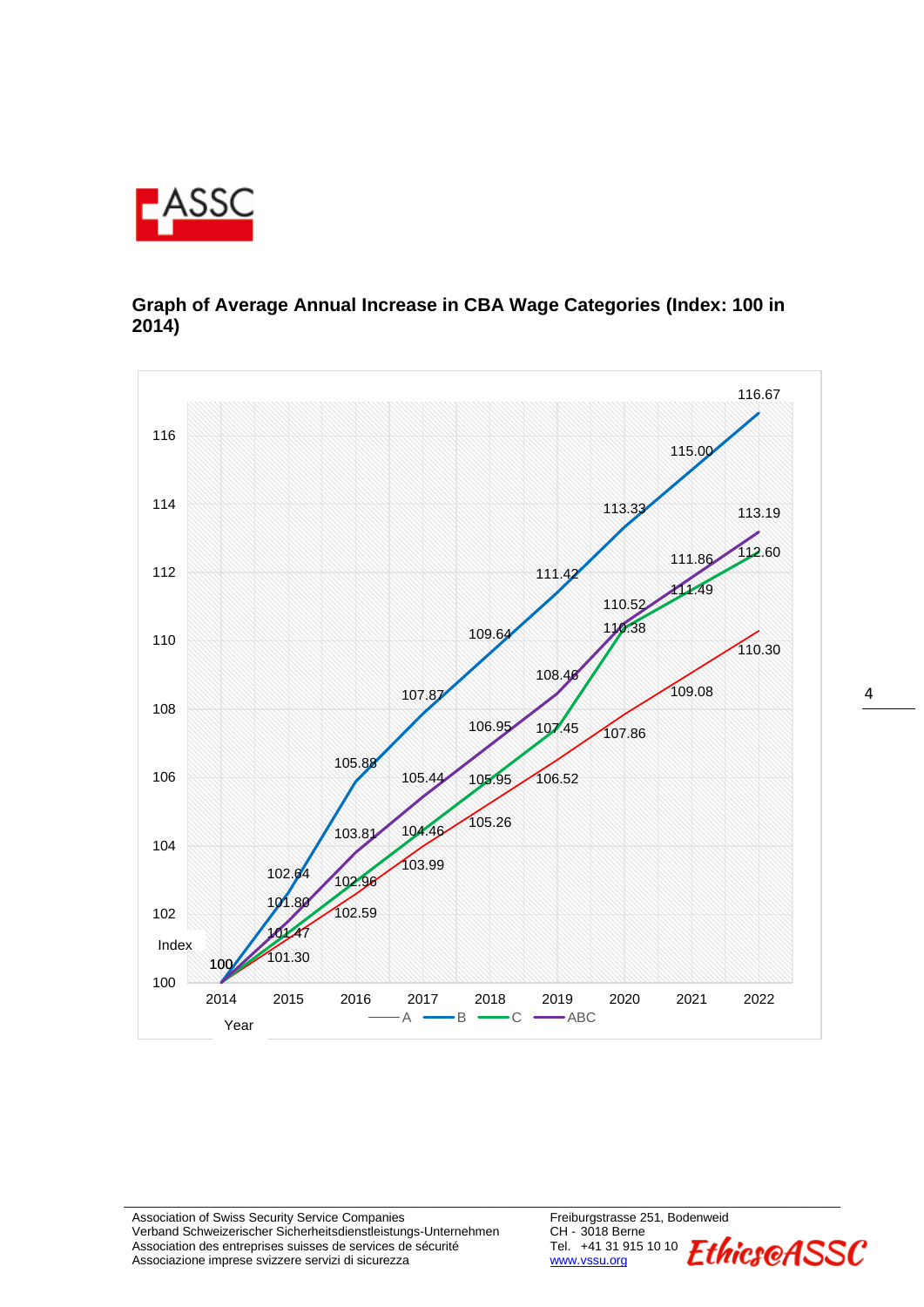## Graph of Average Annual Increase in CBA Wage Categories (Index: 100 in 2014)

| Year | A | B | C | ABC |
|---|---|---|---|---|
| 2014 | 100 | 100 | 100 | 100 |
| 2015 | 101.30 | 102.64 | 101.47 | 101.80 |
| 2016 | 102.59 | 105.88 | 102.96 | 103.81 |
| 2017 | 103.99 | 107.87 | 104.46 | 105.44 |
| 2018 | 105.26 | 109.64 | 105.95 | 106.95 |
| 2019 | 106.52 | 111.42 | 107.45 | 108.46 |
| 2020 | 107.86 | 113.33 | 110.38 | 110.52 |
| 2021 | 109.08 | 115.00 | 111.49 | 111.86 |
| 2022 | 110.30 | 116.67 | 112.60 | 113.19 |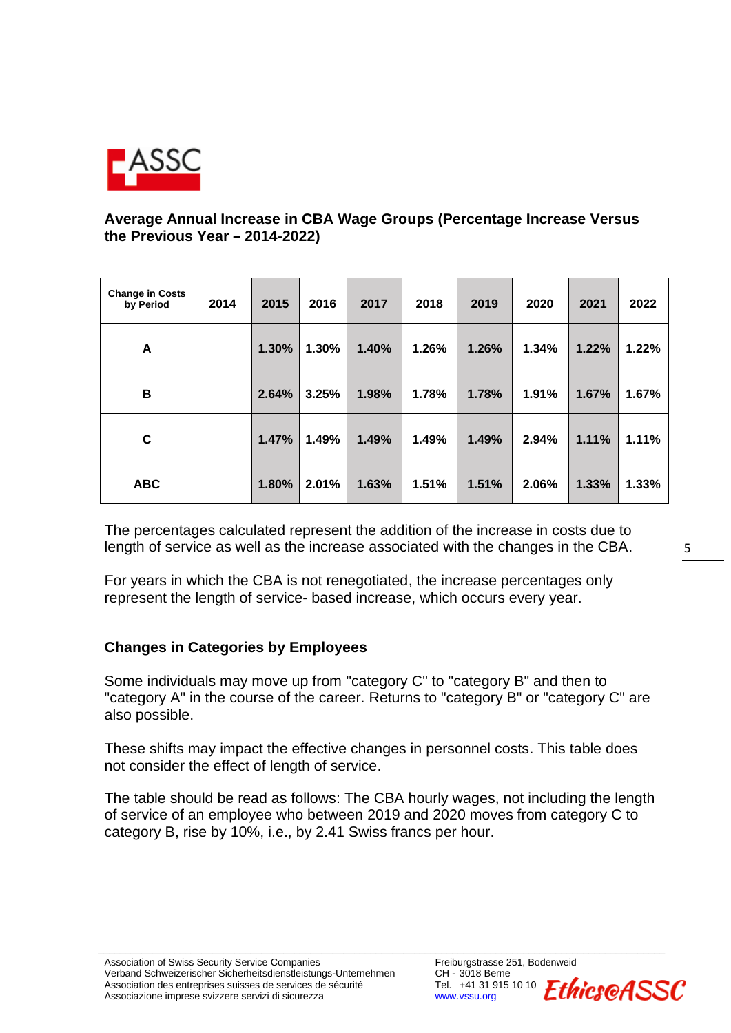**Average Annual Increase in CBA Wage Groups (Percentage Increase Versus the Previous Year – 2014-2022)**

| Change in Costs by Period | 2014 | 2015 | 2016 | 2017 | 2018 | 2019 | 2020 | 2021 | 2022 |
|---|---|---|---|---|---|---|---|---|---|
| A | | 1.30% | 1.30% | 1.40% | 1.26% | 1.26% | 1.34% | 1.22% | 1.22% |
| B | | 2.64% | 3.25% | 1.98% | 1.78% | 1.78% | 1.91% | 1.67% | 1.67% |
| C | | 1.47% | 1.49% | 1.49% | 1.49% | 1.49% | 2.94% | 1.11% | 1.11% |
| ABC | | 1.80% | 2.01% | 1.63% | 1.51% | 1.51% | 2.06% | 1.33% | 1.33% |

The percentages calculated represent the addition of the increase in costs due to length of service as well as the increase associated with the changes in the CBA.

For years in which the CBA is not renegotiated, the increase percentages only represent the length of service- based increase, which occurs every year.

**Changes in Categories by Employees**

Some individuals may move up from "category C" to "category B" and then to "category A" in the course of the career. Returns to "category B" or "category C" are also possible.

These shifts may impact the effective changes in personnel costs. This table does not consider the effect of length of service.

The table should be read as follows: The CBA hourly wages, not including the length of service of an employee who between 2019 and 2020 moves from category C to category B, rise by 10%, i.e., by 2.41 Swiss francs per hour.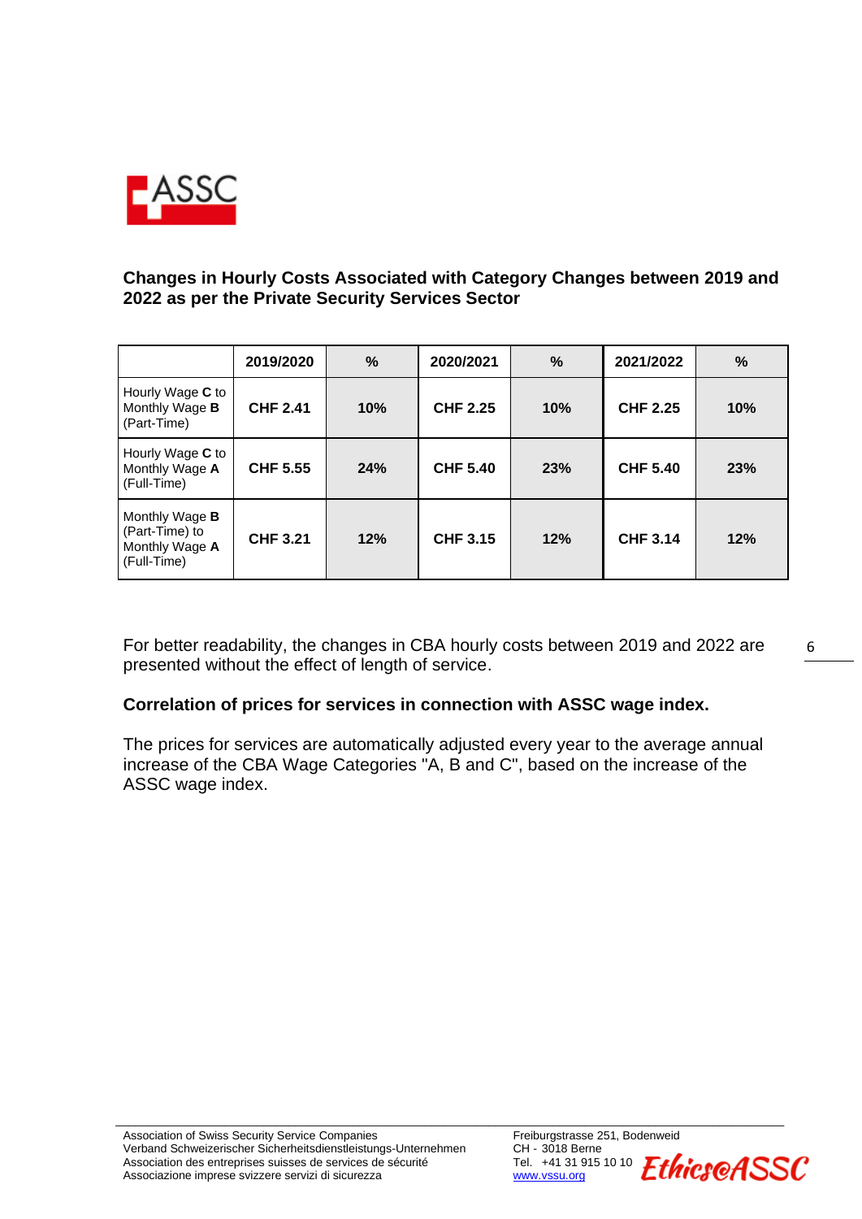**Changes in Hourly Costs Associated with Category Changes between 2019 and 2022 as per the Private Security Services Sector**

| | 2019/2020 | % | 2020/2021 | % | 2021/2022 | % |
|---|---|---|---|---|---|---|
| Hourly Wage **C** to Monthly Wage **B** (Part-Time) | **CHF 2.41** | **10%** | **CHF 2.25** | **10%** | **CHF 2.25** | **10%** |
| Hourly Wage **C** to Monthly Wage **A** (Full-Time) | **CHF 5.55** | **24%** | **CHF 5.40** | **23%** | **CHF 5.40** | **23%** |
| Monthly Wage **B** (Part-Time) to Monthly Wage **A** (Full-Time) | **CHF 3.21** | **12%** | **CHF 3.15** | **12%** | **CHF 3.14** | **12%** |

For better readability, the changes in CBA hourly costs between 2019 and 2022 are presented without the effect of length of service.

**Correlation of prices for services in connection with ASSC wage index.**

The prices for services are automatically adjusted every year to the average annual increase of the CBA Wage Categories "A, B and C", based on the increase of the ASSC wage index.